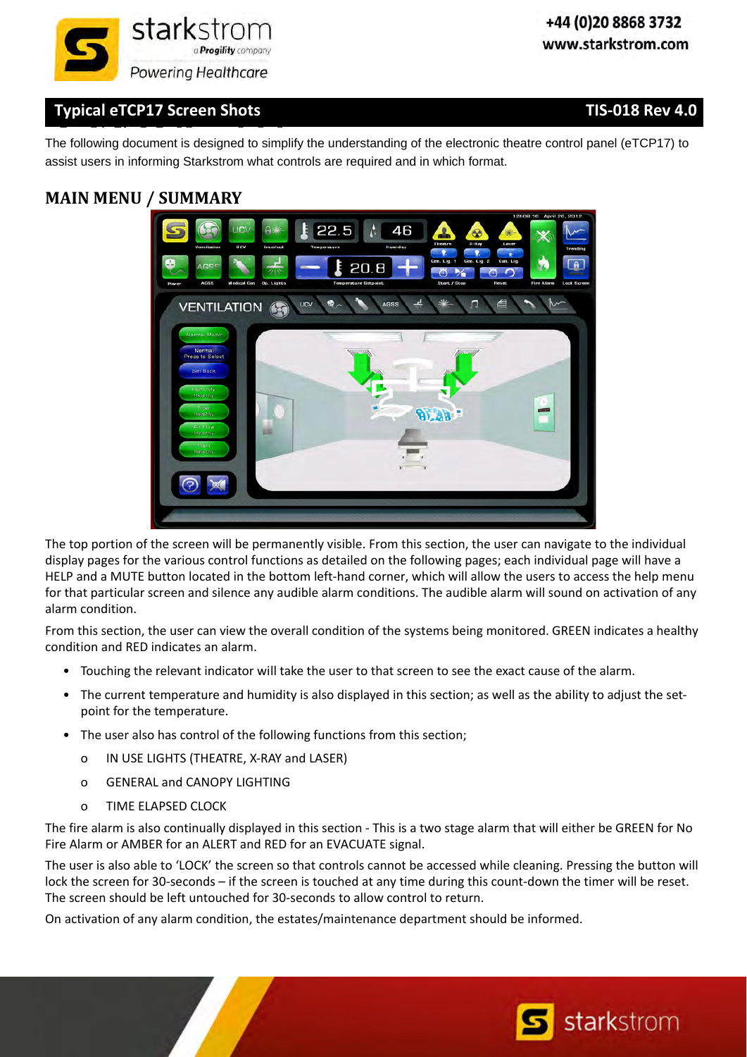# Typical eTCP17 Screen Shots

**TIS-018 Rev 4.0**

The following document is designed to simplify the understanding of the electronic theatre control panel (eTCP17) to assist users in informing Starkstrom what controls are required and in which format.

## MAIN MENU / SUMMARY

The top portion of the screen will be permanently visible. From this section, the user can navigate to the individual display pages for the various control functions as detailed on the following pages; each individual page will have a HELP and a MUTE button located in the bottom left-hand corner, which will allow the users to access the help menu for that particular screen and silence any audible alarm conditions. The audible alarm will sound on activation of any alarm condition.

From this section, the user can view the overall condition of the systems being monitored. GREEN indicates a healthy condition and RED indicates an alarm.

- Touching the relevant indicator will take the user to that screen to see the exact cause of the alarm.
- The current temperature and humidity is also displayed in this section; as well as the ability to adjust the set-point for the temperature.
- The user also has control of the following functions from this section;
  - IN USE LIGHTS (THEATRE, X-RAY and LASER)
  - GENERAL and CANOPY LIGHTING
  - TIME ELAPSED CLOCK

The fire alarm is also continually displayed in this section - This is a two stage alarm that will either be GREEN for No Fire Alarm or AMBER for an ALERT and RED for an EVACUATE signal.

The user is also able to 'LOCK' the screen so that controls cannot be accessed while cleaning. Pressing the button will lock the screen for 30-seconds – if the screen is touched at any time during this count-down the timer will be reset. The screen should be left untouched for 30-seconds to allow control to return.

On activation of any alarm condition, the estates/maintenance department should be informed.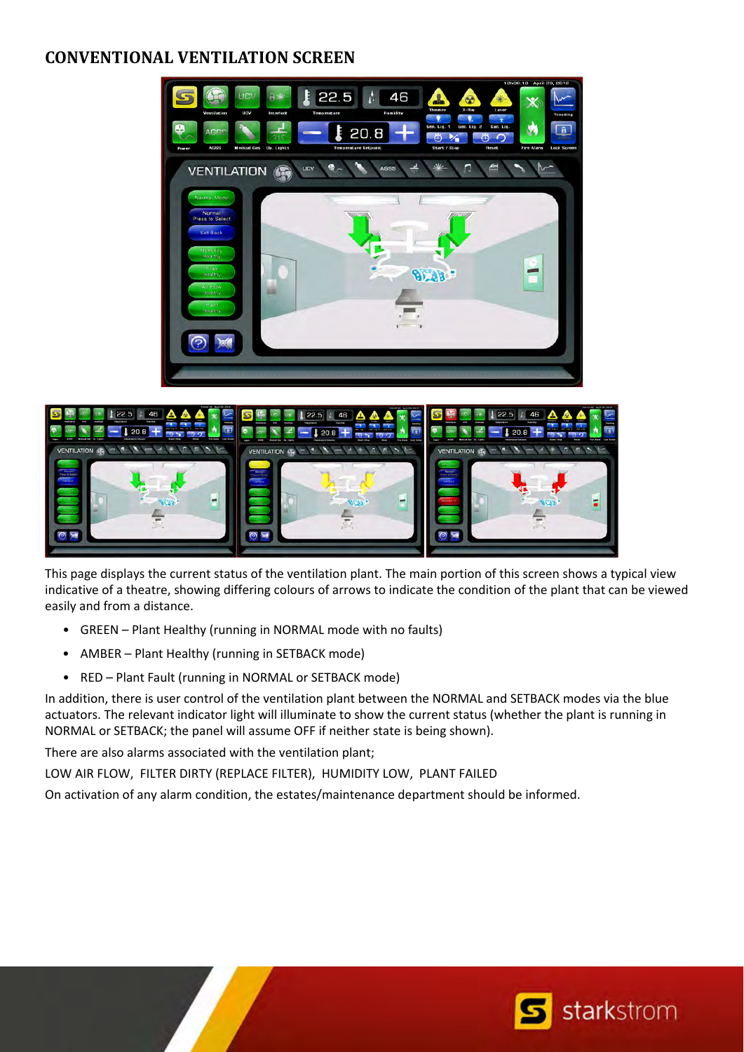# CONVENTIONAL VENTILATION SCREEN

This page displays the current status of the ventilation plant. The main portion of this screen shows a typical view indicative of a theatre, showing differing colours of arrows to indicate the condition of the plant that can be viewed easily and from a distance.

- GREEN – Plant Healthy (running in NORMAL mode with no faults)
- AMBER – Plant Healthy (running in SETBACK mode)
- RED – Plant Fault (running in NORMAL or SETBACK mode)

In addition, there is user control of the ventilation plant between the NORMAL and SETBACK modes via the blue actuators. The relevant indicator light will illuminate to show the current status (whether the plant is running in NORMAL or SETBACK; the panel will assume OFF if neither state is being shown).

There are also alarms associated with the ventilation plant;

LOW AIR FLOW, FILTER DIRTY (REPLACE FILTER), HUMIDITY LOW, PLANT FAILED

On activation of any alarm condition, the estates/maintenance department should be informed.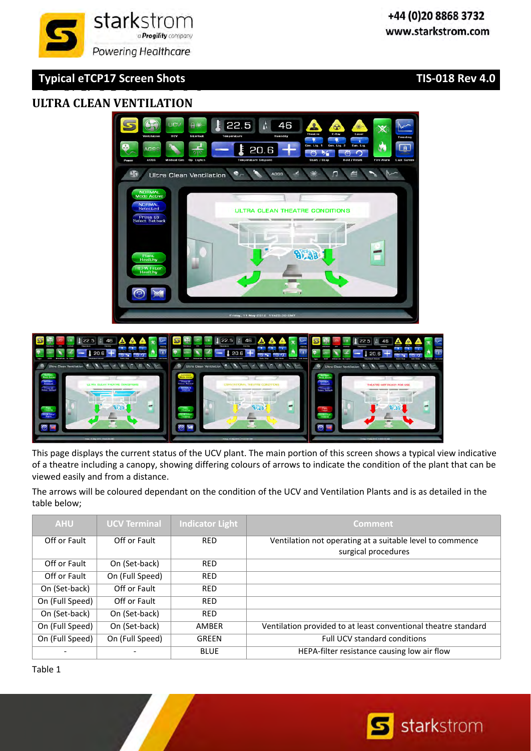## ULTRA CLEAN VENTILATION

This page displays the current status of the UCV plant. The main portion of this screen shows a typical view indicative of a theatre including a canopy, showing differing colours of arrows to indicate the condition of the plant that can be viewed easily and from a distance.

The arrows will be coloured dependant on the condition of the UCV and Ventilation Plants and is as detailed in the table below;

| AHU | UCV Terminal | Indicator Light | Comment |
|---|---|---|---|
| Off or Fault | Off or Fault | RED | Ventilation not operating at a suitable level to commence surgical procedures |
| Off or Fault | On (Set-back) | RED | |
| Off or Fault | On (Full Speed) | RED | |
| On (Set-back) | Off or Fault | RED | |
| On (Full Speed) | Off or Fault | RED | |
| On (Set-back) | On (Set-back) | RED | |
| On (Full Speed) | On (Set-back) | AMBER | Ventilation provided to at least conventional theatre standard |
| On (Full Speed) | On (Full Speed) | GREEN | Full UCV standard conditions |
| - | - | BLUE | HEPA-filter resistance causing low air flow |

Table 1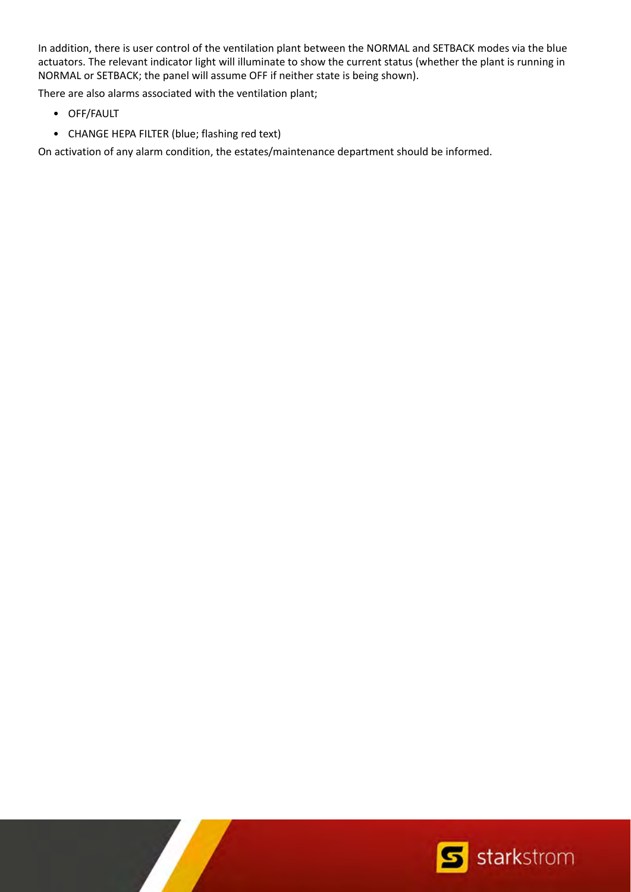In addition, there is user control of the ventilation plant between the NORMAL and SETBACK modes via the blue actuators. The relevant indicator light will illuminate to show the current status (whether the plant is running in NORMAL or SETBACK; the panel will assume OFF if neither state is being shown).

There are also alarms associated with the ventilation plant;

- OFF/FAULT
- CHANGE HEPA FILTER (blue; flashing red text)

On activation of any alarm condition, the estates/maintenance department should be informed.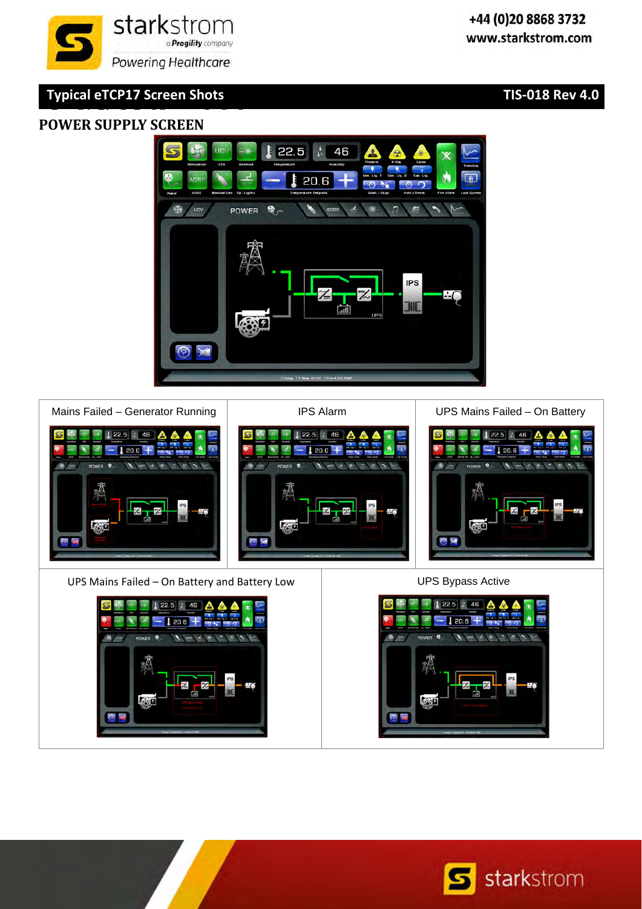## Typical eTCP17 Screen Shots

TIS-018 Rev 4.0

## POWER SUPPLY SCREEN

| Mains Failed – Generator Running | IPS Alarm | UPS Mains Failed – On Battery |
|---|---|---|

| UPS Mains Failed – On Battery and Battery Low | UPS Bypass Active |
|---|---|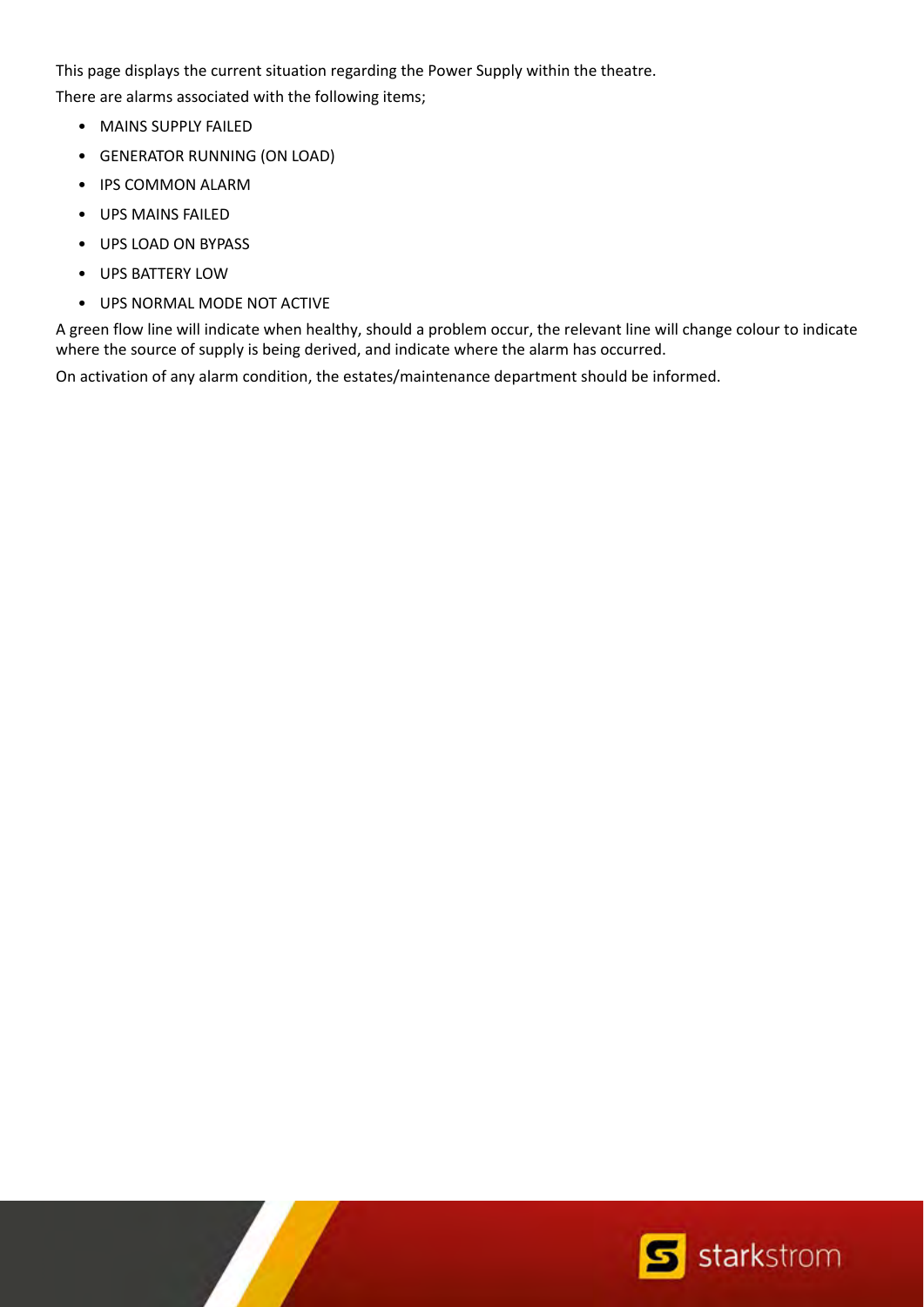This page displays the current situation regarding the Power Supply within the theatre.

There are alarms associated with the following items;

- MAINS SUPPLY FAILED
- GENERATOR RUNNING (ON LOAD)
- IPS COMMON ALARM
- UPS MAINS FAILED
- UPS LOAD ON BYPASS
- UPS BATTERY LOW
- UPS NORMAL MODE NOT ACTIVE

A green flow line will indicate when healthy, should a problem occur, the relevant line will change colour to indicate where the source of supply is being derived, and indicate where the alarm has occurred.

On activation of any alarm condition, the estates/maintenance department should be informed.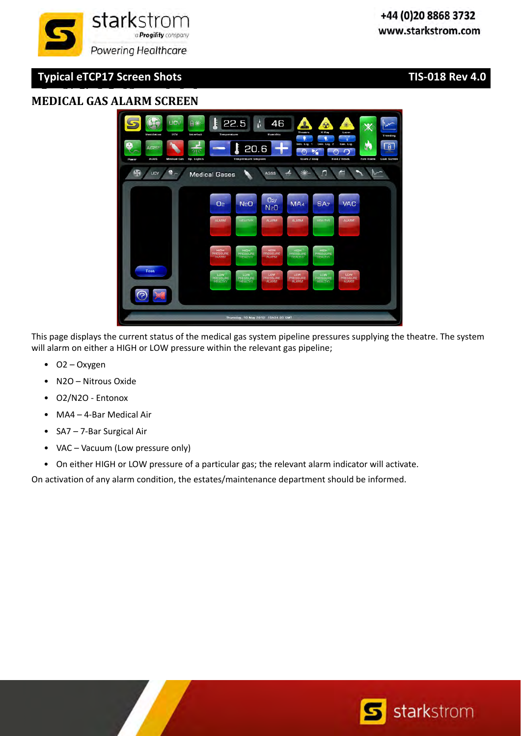## MEDICAL GAS ALARM SCREEN

This page displays the current status of the medical gas system pipeline pressures supplying the theatre. The system will alarm on either a HIGH or LOW pressure within the relevant gas pipeline;

- O2 – Oxygen
- N2O – Nitrous Oxide
- O2/N2O - Entonox
- MA4 – 4-Bar Medical Air
- SA7 – 7-Bar Surgical Air
- VAC – Vacuum (Low pressure only)
- On either HIGH or LOW pressure of a particular gas; the relevant alarm indicator will activate.

On activation of any alarm condition, the estates/maintenance department should be informed.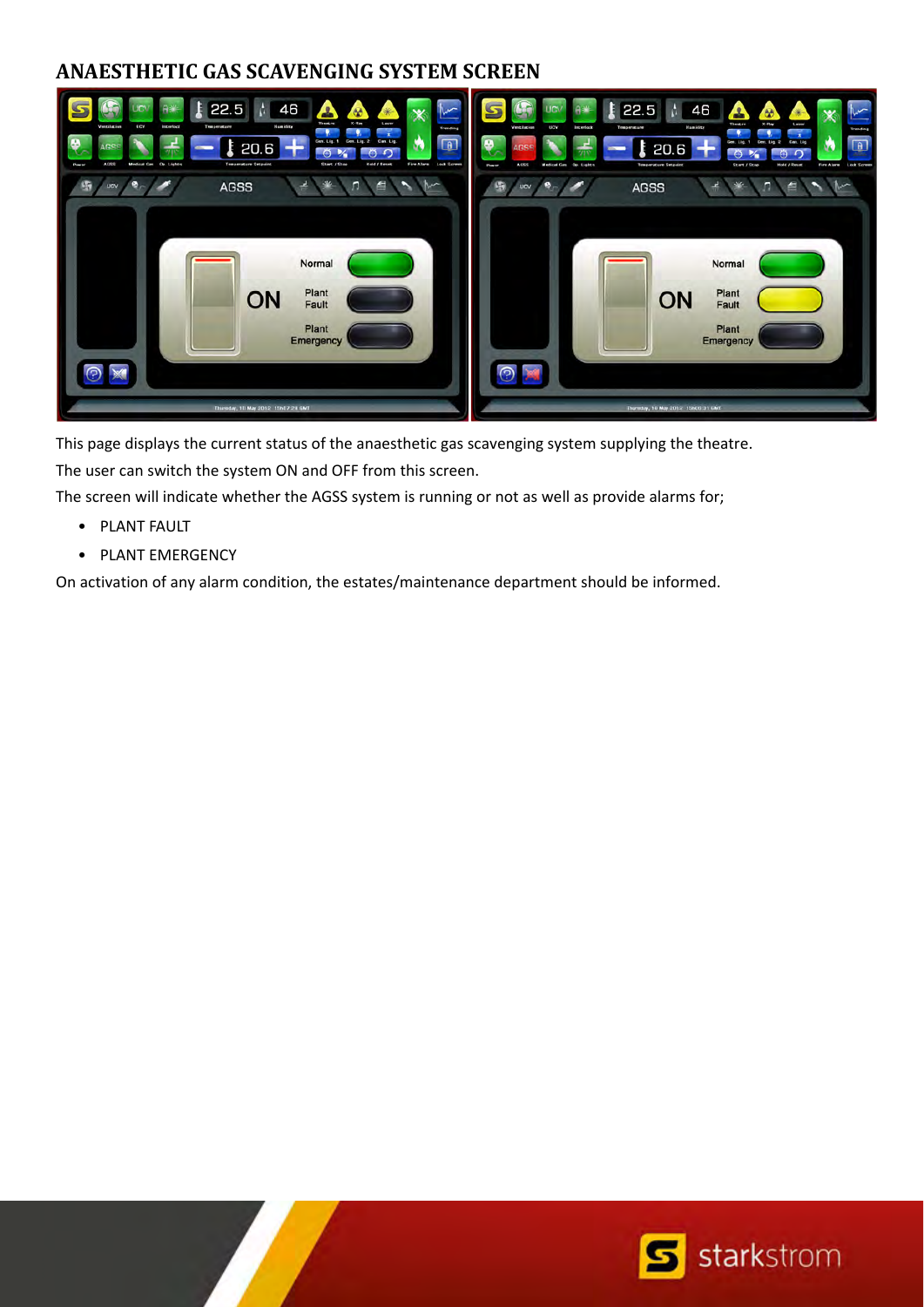## ANAESTHETIC GAS SCAVENGING SYSTEM SCREEN

This page displays the current status of the anaesthetic gas scavenging system supplying the theatre.

The user can switch the system ON and OFF from this screen.

The screen will indicate whether the AGSS system is running or not as well as provide alarms for;

- PLANT FAULT
- PLANT EMERGENCY

On activation of any alarm condition, the estates/maintenance department should be informed.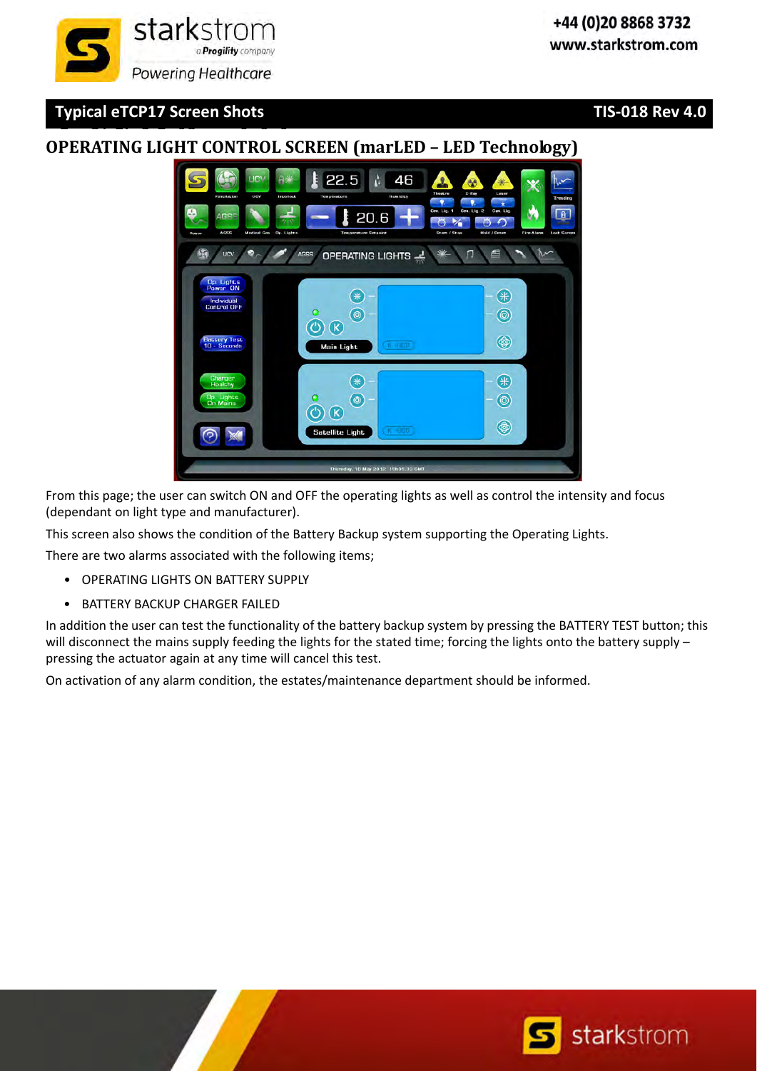## Typical eTCP17 Screen Shots

### OPERATING LIGHT CONTROL SCREEN (marLED – LED Technology)

From this page; the user can switch ON and OFF the operating lights as well as control the intensity and focus (dependant on light type and manufacturer).

This screen also shows the condition of the Battery Backup system supporting the Operating Lights.

There are two alarms associated with the following items;

- OPERATING LIGHTS ON BATTERY SUPPLY
- BATTERY BACKUP CHARGER FAILED

In addition the user can test the functionality of the battery backup system by pressing the BATTERY TEST button; this will disconnect the mains supply feeding the lights for the stated time; forcing the lights onto the battery supply – pressing the actuator again at any time will cancel this test.

On activation of any alarm condition, the estates/maintenance department should be informed.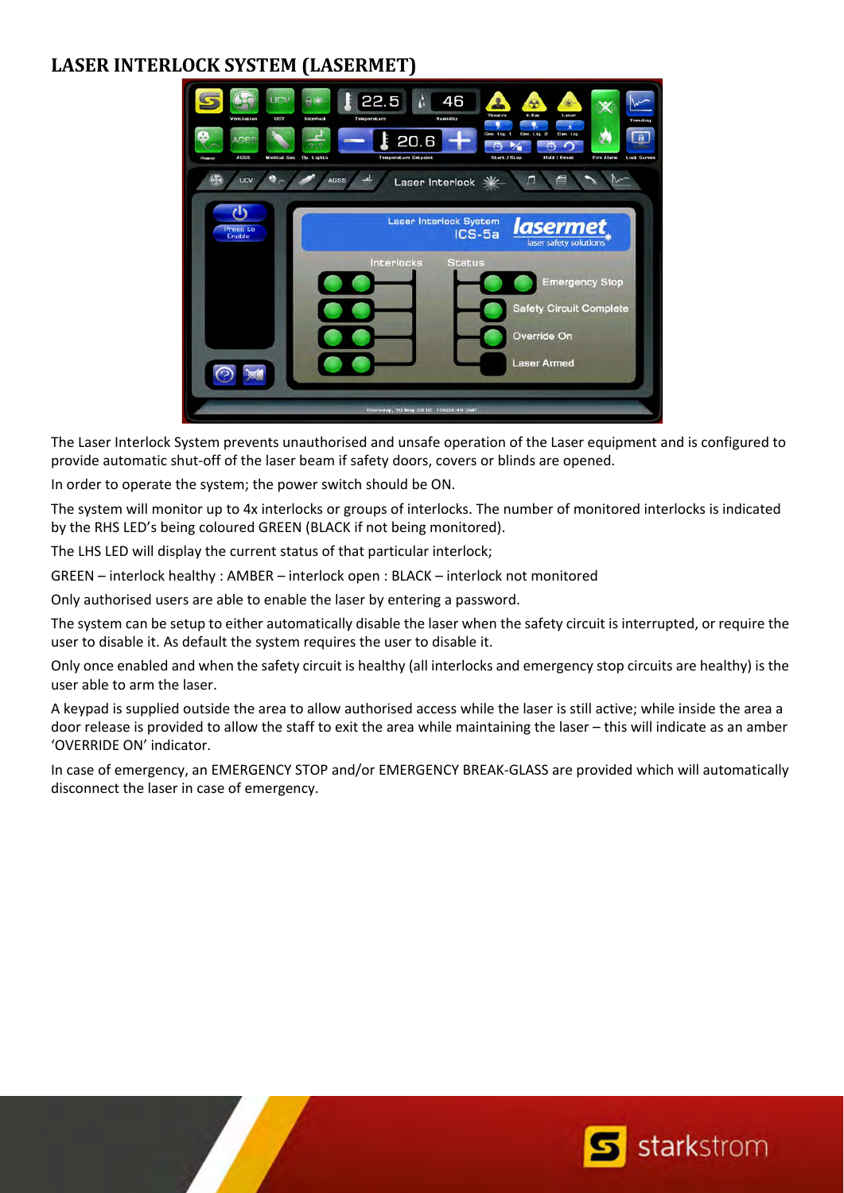# LASER INTERLOCK SYSTEM (LASERMET)

The Laser Interlock System prevents unauthorised and unsafe operation of the Laser equipment and is configured to provide automatic shut-off of the laser beam if safety doors, covers or blinds are opened.

In order to operate the system; the power switch should be ON.

The system will monitor up to 4x interlocks or groups of interlocks. The number of monitored interlocks is indicated by the RHS LED's being coloured GREEN (BLACK if not being monitored).

The LHS LED will display the current status of that particular interlock;

GREEN – interlock healthy : AMBER – interlock open : BLACK – interlock not monitored

Only authorised users are able to enable the laser by entering a password.

The system can be setup to either automatically disable the laser when the safety circuit is interrupted, or require the user to disable it. As default the system requires the user to disable it.

Only once enabled and when the safety circuit is healthy (all interlocks and emergency stop circuits are healthy) is the user able to arm the laser.

A keypad is supplied outside the area to allow authorised access while the laser is still active; while inside the area a door release is provided to allow the staff to exit the area while maintaining the laser – this will indicate as an amber 'OVERRIDE ON' indicator.

In case of emergency, an EMERGENCY STOP and/or EMERGENCY BREAK-GLASS are provided which will automatically disconnect the laser in case of emergency.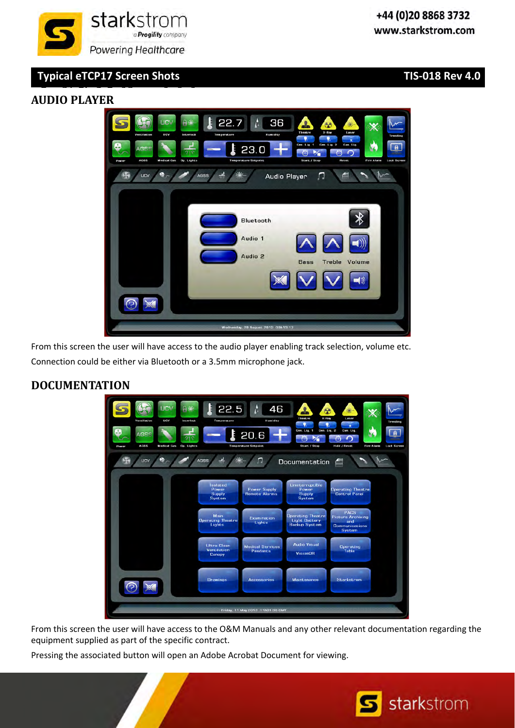## Typical eTCP17 Screen Shots

TIS-018 Rev 4.0

### AUDIO PLAYER

From this screen the user will have access to the audio player enabling track selection, volume etc.

Connection could be either via Bluetooth or a 3.5mm microphone jack.

### DOCUMENTATION

From this screen the user will have access to the O&M Manuals and any other relevant documentation regarding the equipment supplied as part of the specific contract.

Pressing the associated button will open an Adobe Acrobat Document for viewing.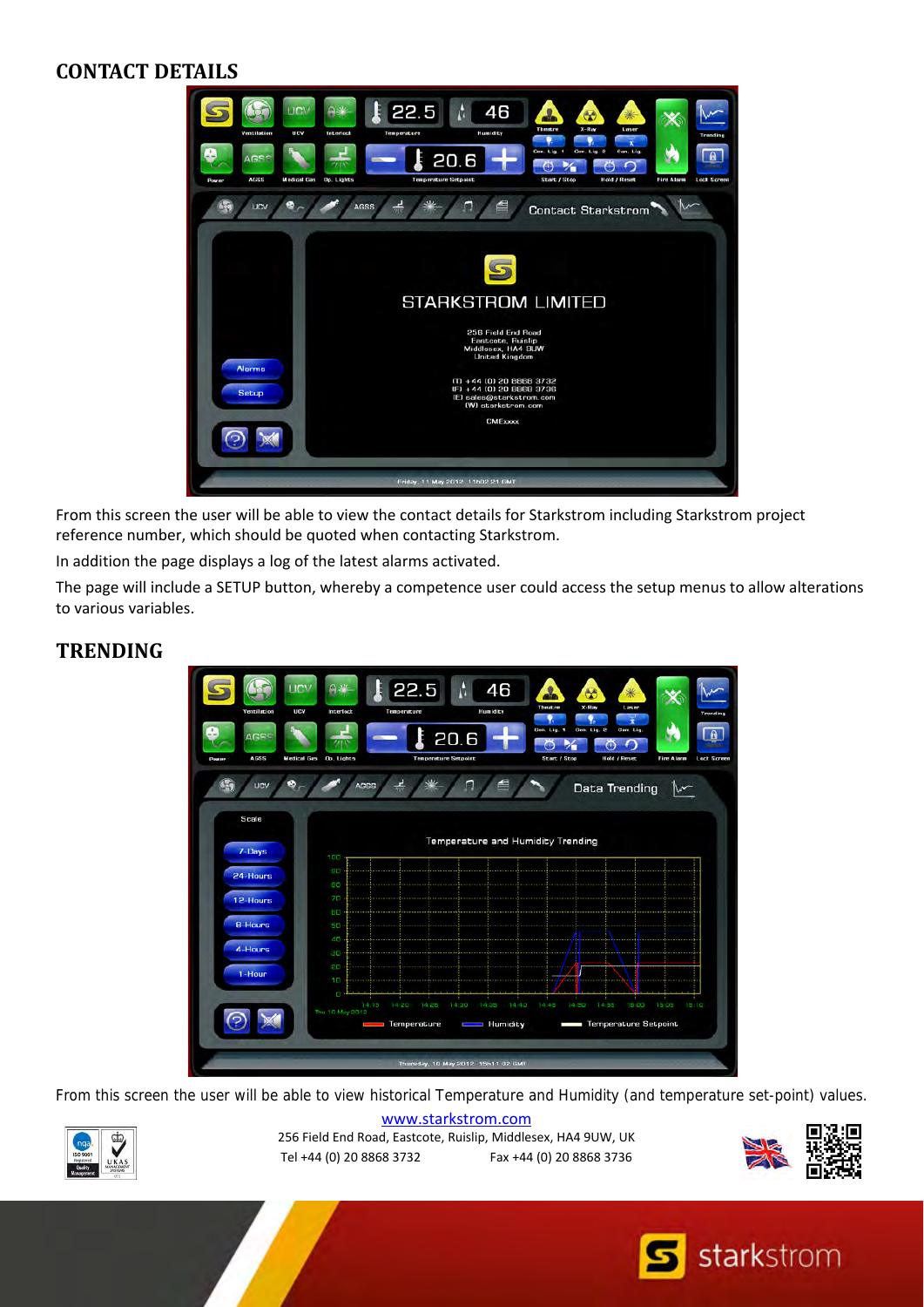## CONTACT DETAILS

From this screen the user will be able to view the contact details for Starkstrom including Starkstrom project reference number, which should be quoted when contacting Starkstrom.

In addition the page displays a log of the latest alarms activated.

The page will include a SETUP button, whereby a competence user could access the setup menus to allow alterations to various variables.

## TRENDING

From this screen the user will be able to view historical Temperature and Humidity (and temperature set-point) values.